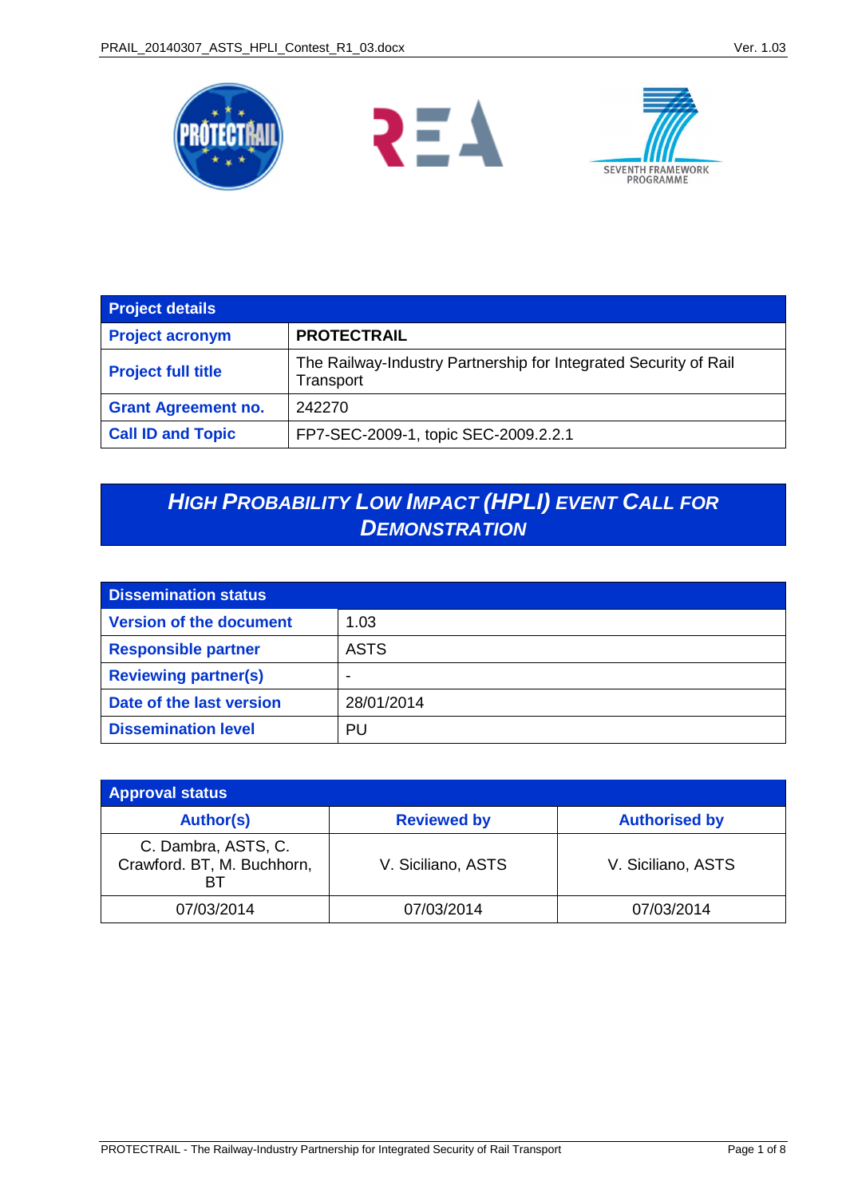| Project details | |
|---|---|
| **Project acronym** | **PROTECTRAIL** |
| **Project full title** | The Railway-Industry Partnership for Integrated Security of Rail Transport |
| **Grant Agreement no.** | 242270 |
| **Call ID and Topic** | FP7-SEC-2009-1, topic SEC-2009.2.2.1 |

# HIGH PROBABILITY LOW IMPACT (HPLI) EVENT CALL FOR DEMONSTRATION

| Dissemination status | |
|---|---|
| **Version of the document** | 1.03 |
| **Responsible partner** | ASTS |
| **Reviewing partner(s)** | - |
| **Date of the last version** | 28/01/2014 |
| **Dissemination level** | PU |

| Approval status | | |
|---|---|---|
| **Author(s)** | **Reviewed by** | **Authorised by** |
| C. Dambra, ASTS, C. Crawford. BT, M. Buchhorn, BT | V. Siciliano, ASTS | V. Siciliano, ASTS |
| 07/03/2014 | 07/03/2014 | 07/03/2014 |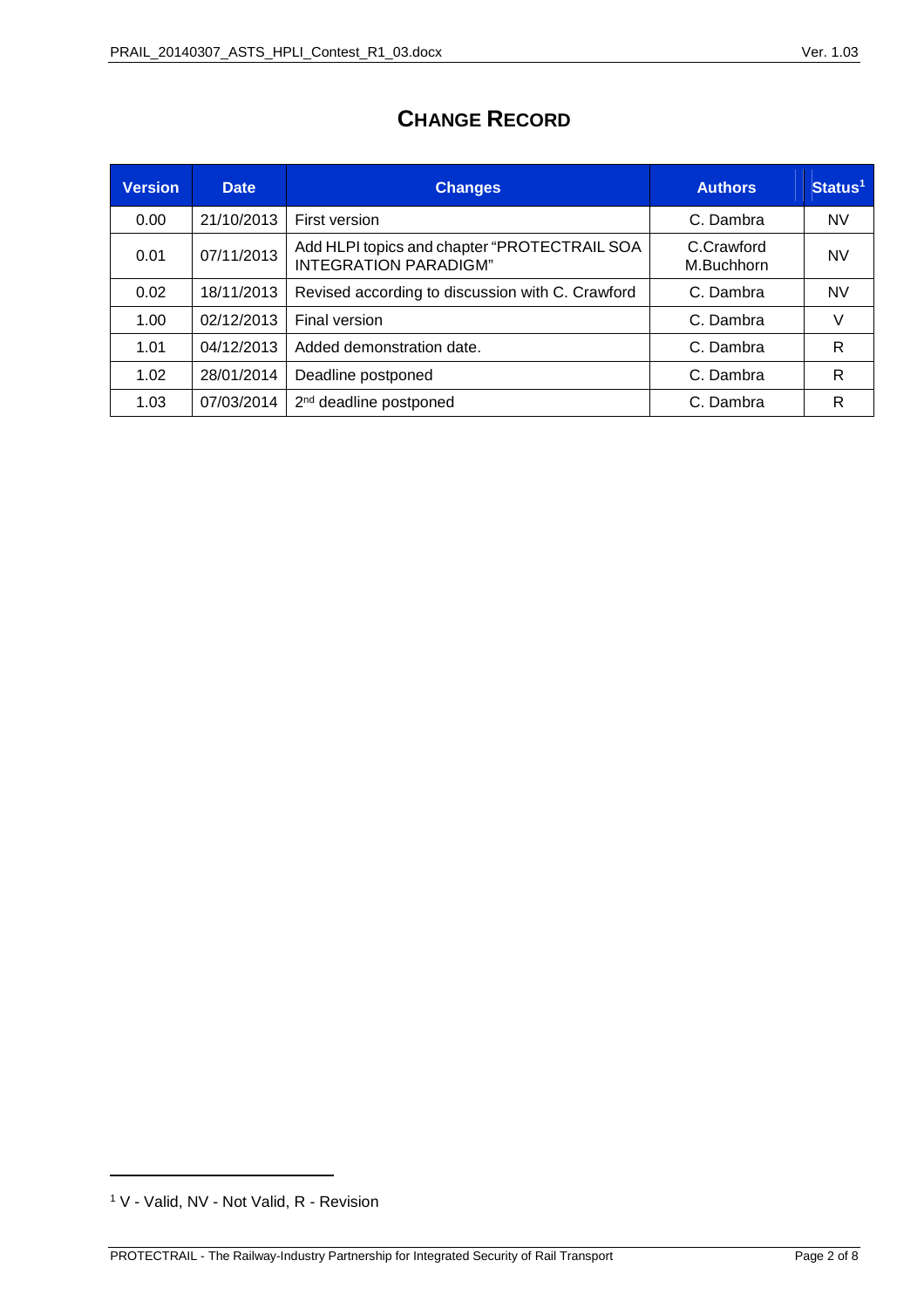# CHANGE RECORD

| Version | Date | Changes | Authors | Status[1] |
|---|---|---|---|---|
| 0.00 | 21/10/2013 | First version | C. Dambra | NV |
| 0.01 | 07/11/2013 | Add HLPI topics and chapter "PROTECTRAIL SOA INTEGRATION PARADIGM" | C.Crawford M.Buchhorn | NV |
| 0.02 | 18/11/2013 | Revised according to discussion with C. Crawford | C. Dambra | NV |
| 1.00 | 02/12/2013 | Final version | C. Dambra | V |
| 1.01 | 04/12/2013 | Added demonstration date. | C. Dambra | R |
| 1.02 | 28/01/2014 | Deadline postponed | C. Dambra | R |
| 1.03 | 07/03/2014 | 2nd deadline postponed | C. Dambra | R |

[1] V - Valid, NV - Not Valid, R - Revision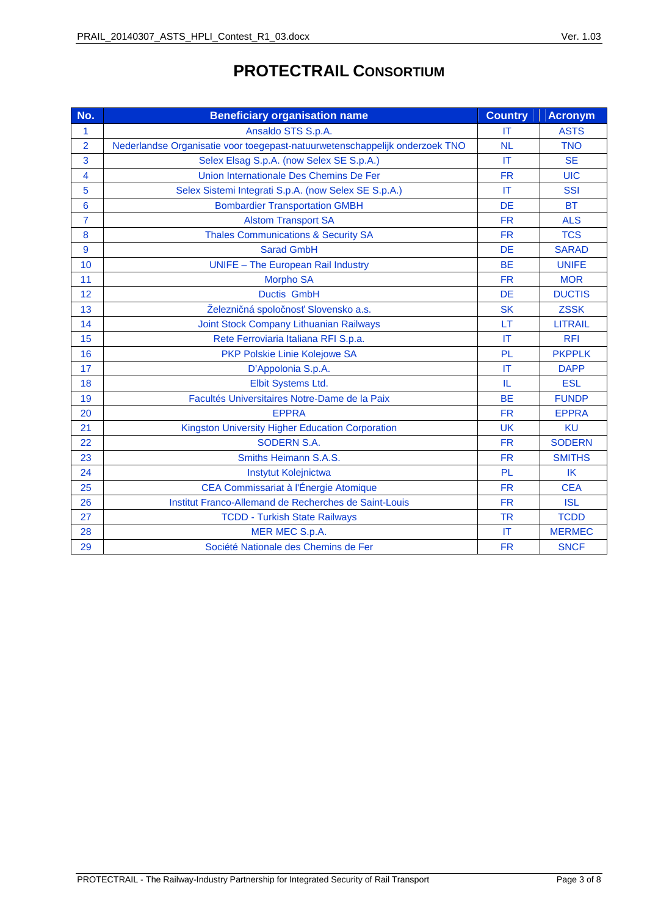# PROTECTRAIL CONSORTIUM

| No. | Beneficiary organisation name | Country | Acronym |
|---|---|---|---|
| 1 | Ansaldo STS S.p.A. | IT | ASTS |
| 2 | Nederlandse Organisatie voor toegepast-natuurwetenschappelijk onderzoek TNO | NL | TNO |
| 3 | Selex Elsag S.p.A. (now Selex SE S.p.A.) | IT | SE |
| 4 | Union Internationale Des Chemins De Fer | FR | UIC |
| 5 | Selex Sistemi Integrati S.p.A. (now Selex SE S.p.A.) | IT | SSI |
| 6 | Bombardier Transportation GMBH | DE | BT |
| 7 | Alstom Transport SA | FR | ALS |
| 8 | Thales Communications & Security SA | FR | TCS |
| 9 | Sarad GmbH | DE | SARAD |
| 10 | UNIFE – The European Rail Industry | BE | UNIFE |
| 11 | Morpho SA | FR | MOR |
| 12 | Ductis GmbH | DE | DUCTIS |
| 13 | Železničná spoločnosť Slovensko a.s. | SK | ZSSK |
| 14 | Joint Stock Company Lithuanian Railways | LT | LITRAIL |
| 15 | Rete Ferroviaria Italiana RFI S.p.a. | IT | RFI |
| 16 | PKP Polskie Linie Kolejowe SA | PL | PKPPLK |
| 17 | D'Appolonia S.p.A. | IT | DAPP |
| 18 | Elbit Systems Ltd. | IL | ESL |
| 19 | Facultés Universitaires Notre-Dame de la Paix | BE | FUNDP |
| 20 | EPPRA | FR | EPPRA |
| 21 | Kingston University Higher Education Corporation | UK | KU |
| 22 | SODERN S.A. | FR | SODERN |
| 23 | Smiths Heimann S.A.S. | FR | SMITHS |
| 24 | Instytut Kolejnictwa | PL | IK |
| 25 | CEA Commissariat à l'Énergie Atomique | FR | CEA |
| 26 | Institut Franco-Allemand de Recherches de Saint-Louis | FR | ISL |
| 27 | TCDD - Turkish State Railways | TR | TCDD |
| 28 | MER MEC S.p.A. | IT | MERMEC |
| 29 | Société Nationale des Chemins de Fer | FR | SNCF |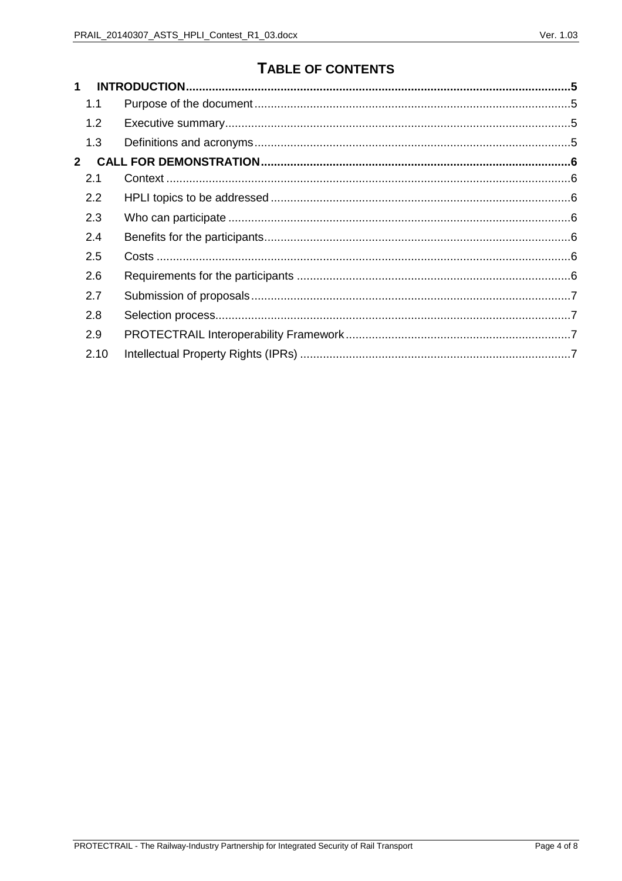# TABLE OF CONTENTS

**1 INTRODUCTION ..... 5**

1.1 Purpose of the document ..... 5

1.2 Executive summary ..... 5

1.3 Definitions and acronyms ..... 5

**2 CALL FOR DEMONSTRATION ..... 6**

2.1 Context ..... 6

2.2 HPLI topics to be addressed ..... 6

2.3 Who can participate ..... 6

2.4 Benefits for the participants ..... 6

2.5 Costs ..... 6

2.6 Requirements for the participants ..... 6

2.7 Submission of proposals ..... 7

2.8 Selection process ..... 7

2.9 PROTECTRAIL Interoperability Framework ..... 7

2.10 Intellectual Property Rights (IPRs) ..... 7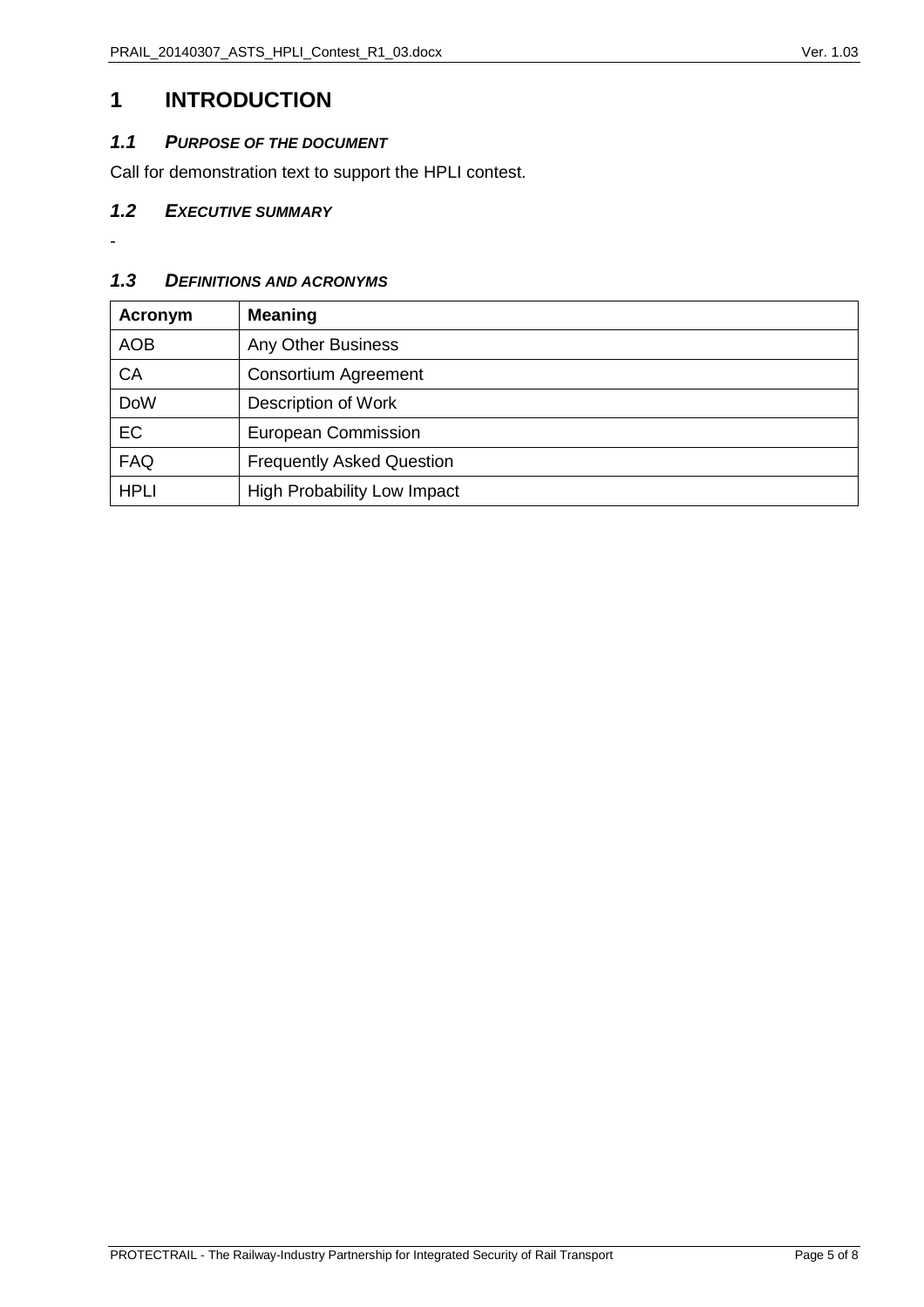# 1 INTRODUCTION

## 1.1 *PURPOSE OF THE DOCUMENT*

Call for demonstration text to support the HPLI contest.

## 1.2 *EXECUTIVE SUMMARY*

-

## 1.3 *DEFINITIONS AND ACRONYMS*

| Acronym | Meaning |
|---|---|
| AOB | Any Other Business |
| CA | Consortium Agreement |
| DoW | Description of Work |
| EC | European Commission |
| FAQ | Frequently Asked Question |
| HPLI | High Probability Low Impact |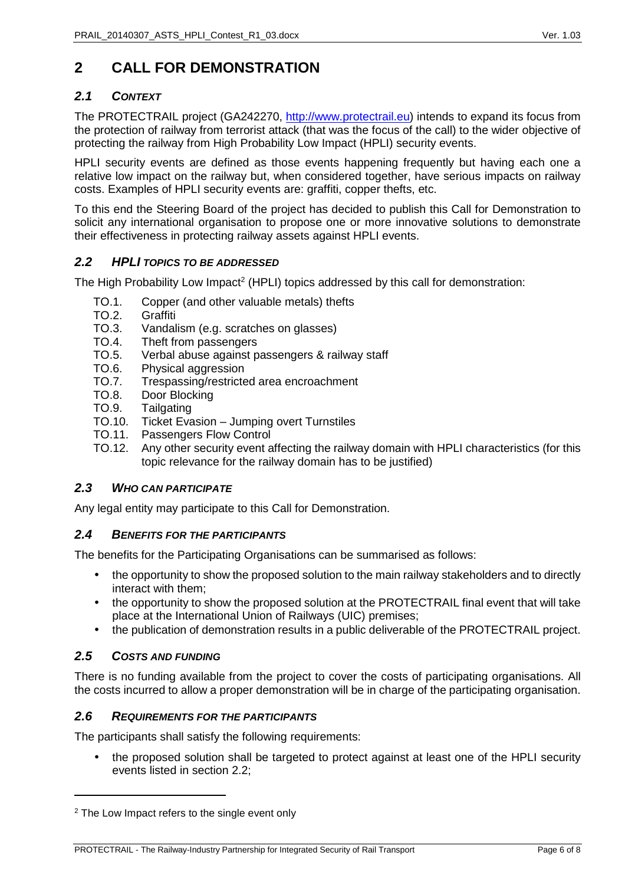# 2 CALL FOR DEMONSTRATION

## 2.1 *CONTEXT*

The PROTECTRAIL project (GA242270, [http://www.protectrail.eu](http://www.protectrail.eu)) intends to expand its focus from the protection of railway from terrorist attack (that was the focus of the call) to the wider objective of protecting the railway from High Probability Low Impact (HPLI) security events.

HPLI security events are defined as those events happening frequently but having each one a relative low impact on the railway but, when considered together, have serious impacts on railway costs. Examples of HPLI security events are: graffiti, copper thefts, etc.

To this end the Steering Board of the project has decided to publish this Call for Demonstration to solicit any international organisation to propose one or more innovative solutions to demonstrate their effectiveness in protecting railway assets against HPLI events.

## 2.2 *HPLI TOPICS TO BE ADDRESSED*

The High Probability Low Impact[2] (HPLI) topics addressed by this call for demonstration:

- TO.1. Copper (and other valuable metals) thefts
- TO.2. Graffiti
- TO.3. Vandalism (e.g. scratches on glasses)
- TO.4. Theft from passengers
- TO.5. Verbal abuse against passengers & railway staff
- TO.6. Physical aggression
- TO.7. Trespassing/restricted area encroachment
- TO.8. Door Blocking
- TO.9. Tailgating
- TO.10. Ticket Evasion – Jumping overt Turnstiles
- TO.11. Passengers Flow Control
- TO.12. Any other security event affecting the railway domain with HPLI characteristics (for this topic relevance for the railway domain has to be justified)

## 2.3 *WHO CAN PARTICIPATE*

Any legal entity may participate to this Call for Demonstration.

## 2.4 *BENEFITS FOR THE PARTICIPANTS*

The benefits for the Participating Organisations can be summarised as follows:

- the opportunity to show the proposed solution to the main railway stakeholders and to directly interact with them;
- the opportunity to show the proposed solution at the PROTECTRAIL final event that will take place at the International Union of Railways (UIC) premises;
- the publication of demonstration results in a public deliverable of the PROTECTRAIL project.

## 2.5 *COSTS AND FUNDING*

There is no funding available from the project to cover the costs of participating organisations. All the costs incurred to allow a proper demonstration will be in charge of the participating organisation.

## 2.6 *REQUIREMENTS FOR THE PARTICIPANTS*

The participants shall satisfy the following requirements:

- the proposed solution shall be targeted to protect against at least one of the HPLI security events listed in section 2.2;

[2] The Low Impact refers to the single event only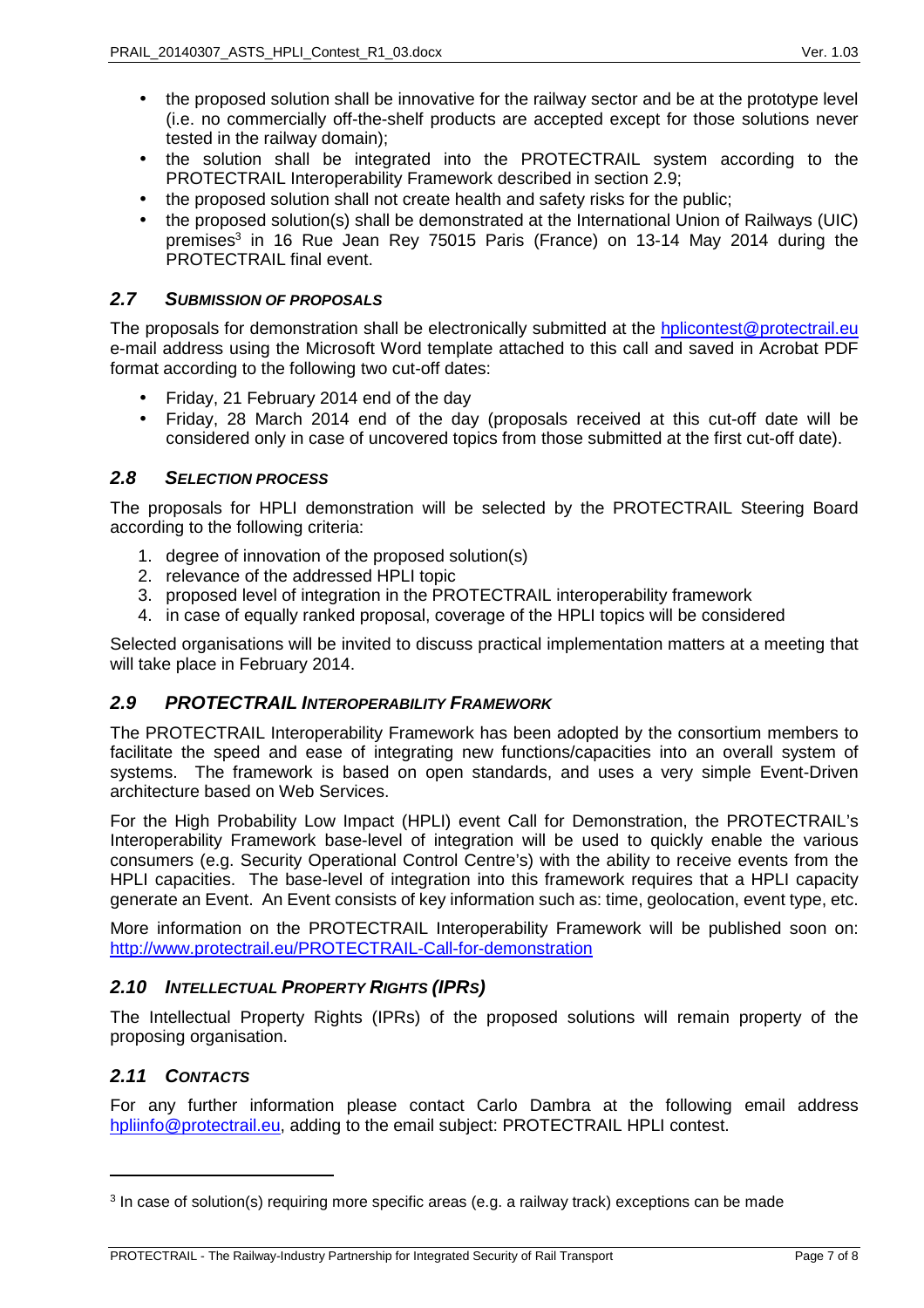- the proposed solution shall be innovative for the railway sector and be at the prototype level (i.e. no commercially off-the-shelf products are accepted except for those solutions never tested in the railway domain);
- the solution shall be integrated into the PROTECTRAIL system according to the PROTECTRAIL Interoperability Framework described in section 2.9;
- the proposed solution shall not create health and safety risks for the public;
- the proposed solution(s) shall be demonstrated at the International Union of Railways (UIC) premises[3] in 16 Rue Jean Rey 75015 Paris (France) on 13-14 May 2014 during the PROTECTRAIL final event.

## *2.7 SUBMISSION OF PROPOSALS*

The proposals for demonstration shall be electronically submitted at the hplicontest@protectrail.eu e-mail address using the Microsoft Word template attached to this call and saved in Acrobat PDF format according to the following two cut-off dates:

- Friday, 21 February 2014 end of the day
- Friday, 28 March 2014 end of the day (proposals received at this cut-off date will be considered only in case of uncovered topics from those submitted at the first cut-off date).

## *2.8 SELECTION PROCESS*

The proposals for HPLI demonstration will be selected by the PROTECTRAIL Steering Board according to the following criteria:

1. degree of innovation of the proposed solution(s)
2. relevance of the addressed HPLI topic
3. proposed level of integration in the PROTECTRAIL interoperability framework
4. in case of equally ranked proposal, coverage of the HPLI topics will be considered

Selected organisations will be invited to discuss practical implementation matters at a meeting that will take place in February 2014.

## *2.9 PROTECTRAIL INTEROPERABILITY FRAMEWORK*

The PROTECTRAIL Interoperability Framework has been adopted by the consortium members to facilitate the speed and ease of integrating new functions/capacities into an overall system of systems. The framework is based on open standards, and uses a very simple Event-Driven architecture based on Web Services.

For the High Probability Low Impact (HPLI) event Call for Demonstration, the PROTECTRAIL's Interoperability Framework base-level of integration will be used to quickly enable the various consumers (e.g. Security Operational Control Centre's) with the ability to receive events from the HPLI capacities. The base-level of integration into this framework requires that a HPLI capacity generate an Event. An Event consists of key information such as: time, geolocation, event type, etc.

More information on the PROTECTRAIL Interoperability Framework will be published soon on: http://www.protectrail.eu/PROTECTRAIL-Call-for-demonstration

## *2.10 INTELLECTUAL PROPERTY RIGHTS (IPRS)*

The Intellectual Property Rights (IPRs) of the proposed solutions will remain property of the proposing organisation.

## *2.11 CONTACTS*

For any further information please contact Carlo Dambra at the following email address hpliinfo@protectrail.eu, adding to the email subject: PROTECTRAIL HPLI contest.

---

[3] In case of solution(s) requiring more specific areas (e.g. a railway track) exceptions can be made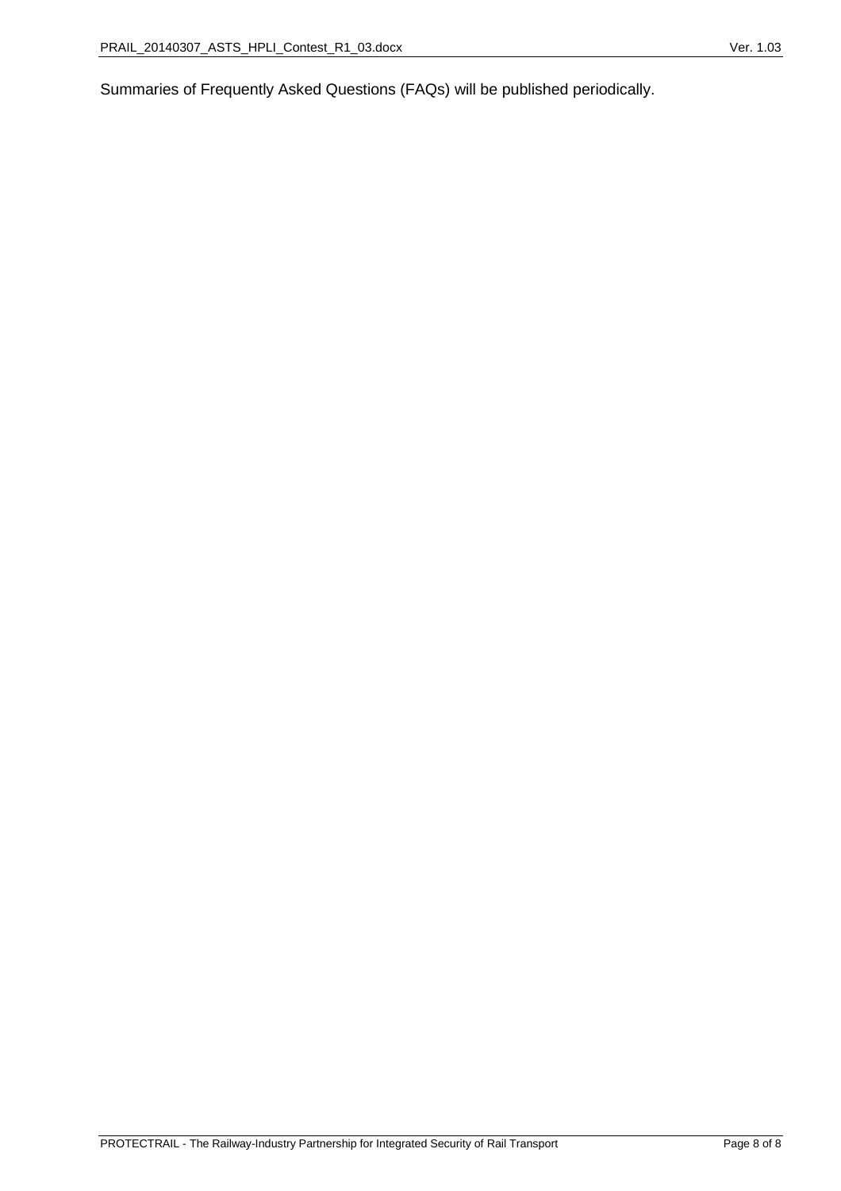Summaries of Frequently Asked Questions (FAQs) will be published periodically.